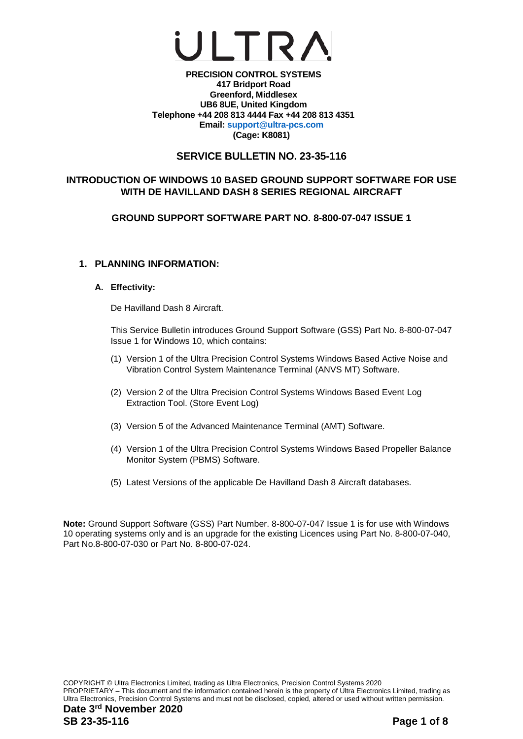# ULTRA

**PRECISION CONTROL SYSTEMS**
**417 Bridport Road**
**Greenford, Middlesex**
**UB6 8UE, United Kingdom**
**Telephone +44 208 813 4444 Fax +44 208 813 4351**
**Email: support@ultra-pcs.com**
**(Cage: K8081)**

## SERVICE BULLETIN NO. 23-35-116

### INTRODUCTION OF WINDOWS 10 BASED GROUND SUPPORT SOFTWARE FOR USE WITH DE HAVILLAND DASH 8 SERIES REGIONAL AIRCRAFT

### GROUND SUPPORT SOFTWARE PART NO. 8-800-07-047 ISSUE 1

## 1. PLANNING INFORMATION:

### A. Effectivity:

De Havilland Dash 8 Aircraft.

This Service Bulletin introduces Ground Support Software (GSS) Part No. 8-800-07-047 Issue 1 for Windows 10, which contains:

(1) Version 1 of the Ultra Precision Control Systems Windows Based Active Noise and Vibration Control System Maintenance Terminal (ANVS MT) Software.

(2) Version 2 of the Ultra Precision Control Systems Windows Based Event Log Extraction Tool. (Store Event Log)

(3) Version 5 of the Advanced Maintenance Terminal (AMT) Software.

(4) Version 1 of the Ultra Precision Control Systems Windows Based Propeller Balance Monitor System (PBMS) Software.

(5) Latest Versions of the applicable De Havilland Dash 8 Aircraft databases.

**Note:** Ground Support Software (GSS) Part Number. 8-800-07-047 Issue 1 is for use with Windows 10 operating systems only and is an upgrade for the existing Licences using Part No. 8-800-07-040, Part No.8-800-07-030 or Part No. 8-800-07-024.

COPYRIGHT © Ultra Electronics Limited, trading as Ultra Electronics, Precision Control Systems 2020
PROPRIETARY – This document and the information contained herein is the property of Ultra Electronics Limited, trading as Ultra Electronics, Precision Control Systems and must not be disclosed, copied, altered or used without written permission.

**Date 3rd November 2020**
**SB 23-35-116**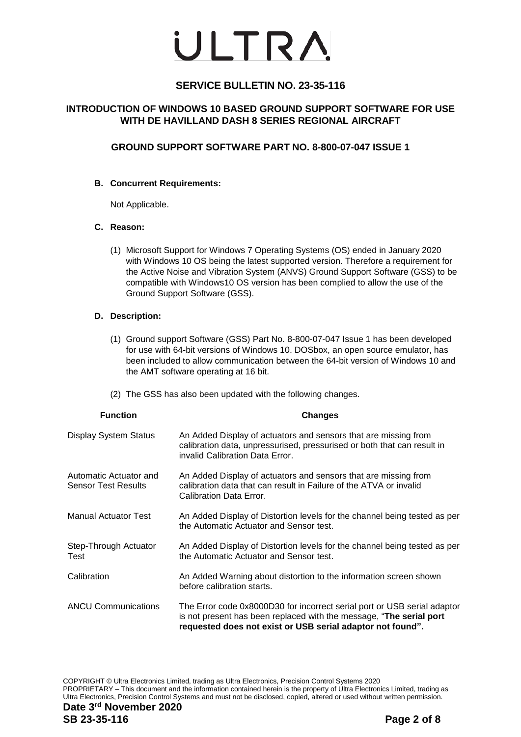# SERVICE BULLETIN NO. 23-35-116

## INTRODUCTION OF WINDOWS 10 BASED GROUND SUPPORT SOFTWARE FOR USE WITH DE HAVILLAND DASH 8 SERIES REGIONAL AIRCRAFT

## GROUND SUPPORT SOFTWARE PART NO. 8-800-07-047 ISSUE 1

**B. Concurrent Requirements:**

Not Applicable.

**C. Reason:**

(1) Microsoft Support for Windows 7 Operating Systems (OS) ended in January 2020 with Windows 10 OS being the latest supported version. Therefore a requirement for the Active Noise and Vibration System (ANVS) Ground Support Software (GSS) to be compatible with Windows10 OS version has been complied to allow the use of the Ground Support Software (GSS).

**D. Description:**

(1) Ground support Software (GSS) Part No. 8-800-07-047 Issue 1 has been developed for use with 64-bit versions of Windows 10. DOSbox, an open source emulator, has been included to allow communication between the 64-bit version of Windows 10 and the AMT software operating at 16 bit.

(2) The GSS has also been updated with the following changes.

| Function | Changes |
|---|---|
| Display System Status | An Added Display of actuators and sensors that are missing from calibration data, unpressurised, pressurised or both that can result in invalid Calibration Data Error. |
| Automatic Actuator and Sensor Test Results | An Added Display of actuators and sensors that are missing from calibration data that can result in Failure of the ATVA or invalid Calibration Data Error. |
| Manual Actuator Test | An Added Display of Distortion levels for the channel being tested as per the Automatic Actuator and Sensor test. |
| Step-Through Actuator Test | An Added Display of Distortion levels for the channel being tested as per the Automatic Actuator and Sensor test. |
| Calibration | An Added Warning about distortion to the information screen shown before calibration starts. |
| ANCU Communications | The Error code 0x8000D30 for incorrect serial port or USB serial adaptor is not present has been replaced with the message, "**The serial port requested does not exist or USB serial adaptor not found".** |

COPYRIGHT © Ultra Electronics Limited, trading as Ultra Electronics, Precision Control Systems 2020
PROPRIETARY – This document and the information contained herein is the property of Ultra Electronics Limited, trading as Ultra Electronics, Precision Control Systems and must not be disclosed, copied, altered or used without written permission.

**Date 3rd November 2020**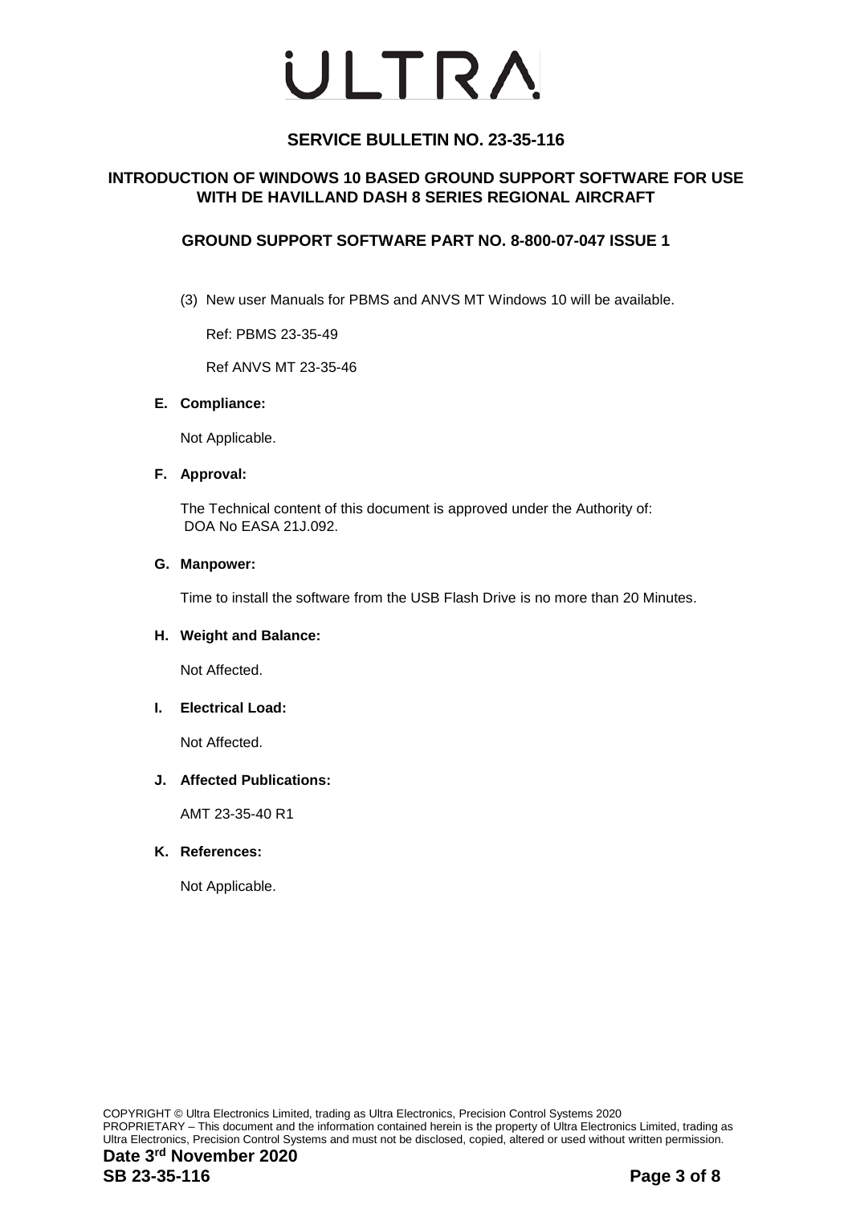(3) New user Manuals for PBMS and ANVS MT Windows 10 will be available.

Ref: PBMS 23-35-49

Ref ANVS MT 23-35-46

**E. Compliance:**

Not Applicable.

**F. Approval:**

The Technical content of this document is approved under the Authority of:
DOA No EASA 21J.092.

**G. Manpower:**

Time to install the software from the USB Flash Drive is no more than 20 Minutes.

**H. Weight and Balance:**

Not Affected.

**I. Electrical Load:**

Not Affected.

**J. Affected Publications:**

AMT 23-35-40 R1

**K. References:**

Not Applicable.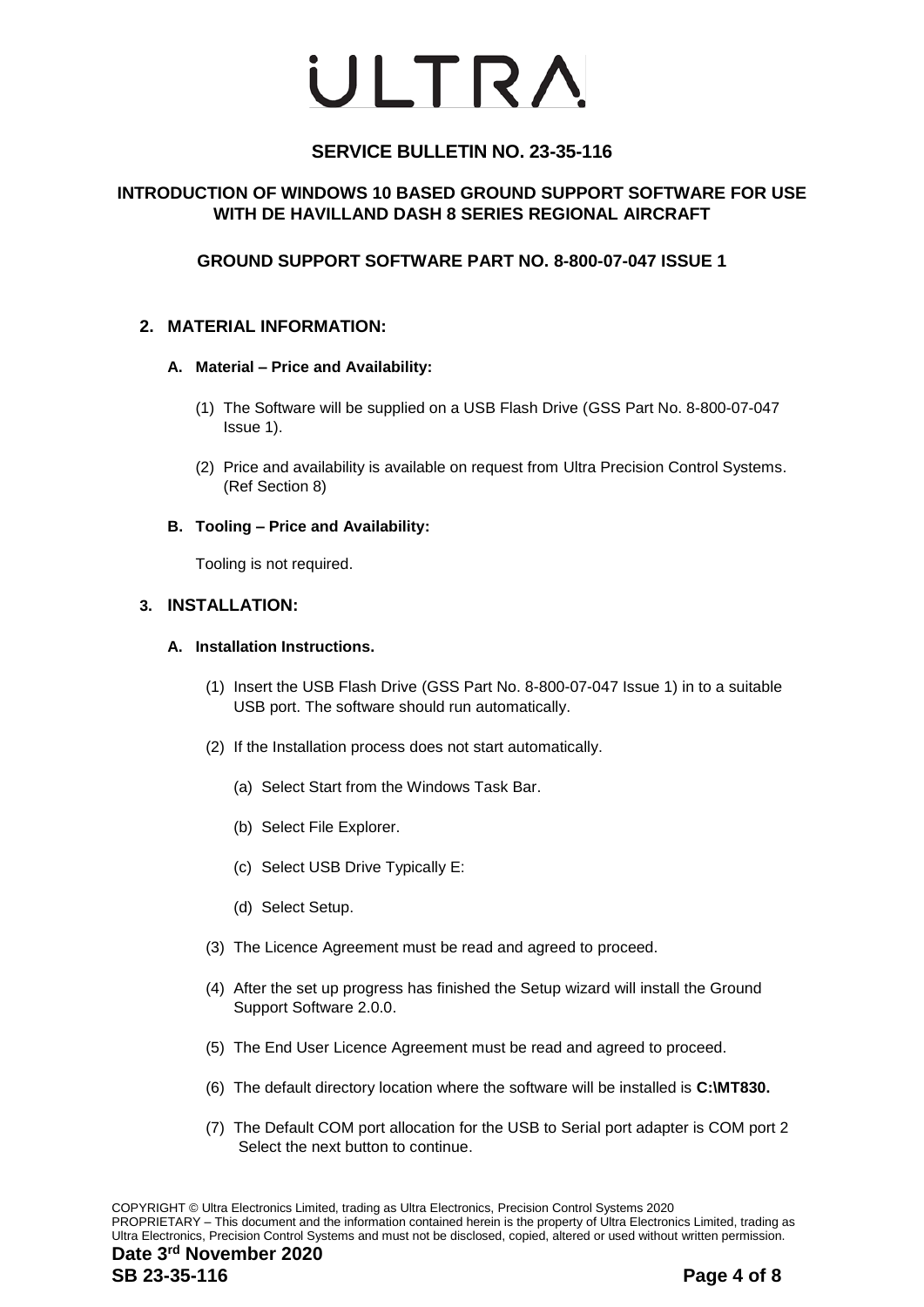# SERVICE BULLETIN NO. 23-35-116

## INTRODUCTION OF WINDOWS 10 BASED GROUND SUPPORT SOFTWARE FOR USE WITH DE HAVILLAND DASH 8 SERIES REGIONAL AIRCRAFT

## GROUND SUPPORT SOFTWARE PART NO. 8-800-07-047 ISSUE 1

### 2. MATERIAL INFORMATION:

#### A. Material – Price and Availability:

(1) The Software will be supplied on a USB Flash Drive (GSS Part No. 8-800-07-047 Issue 1).

(2) Price and availability is available on request from Ultra Precision Control Systems. (Ref Section 8)

#### B. Tooling – Price and Availability:

Tooling is not required.

### 3. INSTALLATION:

#### A. Installation Instructions.

(1) Insert the USB Flash Drive (GSS Part No. 8-800-07-047 Issue 1) in to a suitable USB port. The software should run automatically.

(2) If the Installation process does not start automatically.

  (a) Select Start from the Windows Task Bar.

  (b) Select File Explorer.

  (c) Select USB Drive Typically E:

  (d) Select Setup.

(3) The Licence Agreement must be read and agreed to proceed.

(4) After the set up progress has finished the Setup wizard will install the Ground Support Software 2.0.0.

(5) The End User Licence Agreement must be read and agreed to proceed.

(6) The default directory location where the software will be installed is **C:\MT830.**

(7) The Default COM port allocation for the USB to Serial port adapter is COM port 2 Select the next button to continue.

COPYRIGHT © Ultra Electronics Limited, trading as Ultra Electronics, Precision Control Systems 2020
PROPRIETARY – This document and the information contained herein is the property of Ultra Electronics Limited, trading as Ultra Electronics, Precision Control Systems and must not be disclosed, copied, altered or used without written permission.

**Date 3rd November 2020**
**SB 23-35-116**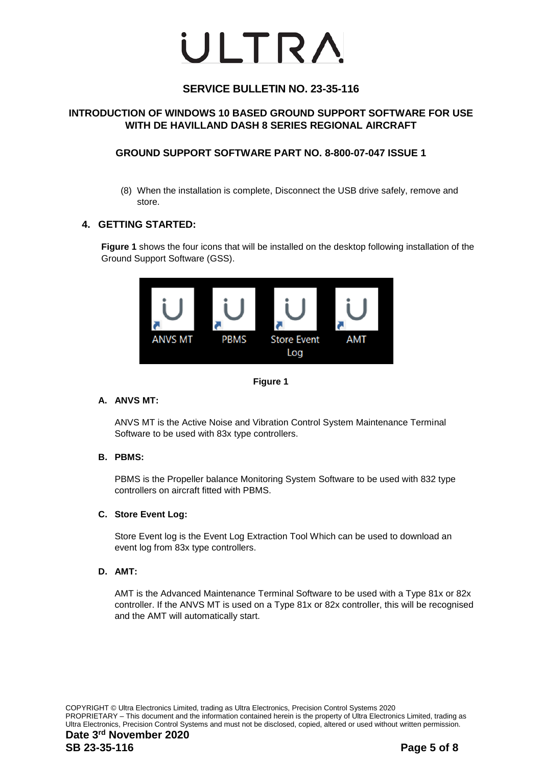# ULTRA

## SERVICE BULLETIN NO. 23-35-116

### INTRODUCTION OF WINDOWS 10 BASED GROUND SUPPORT SOFTWARE FOR USE WITH DE HAVILLAND DASH 8 SERIES REGIONAL AIRCRAFT

### GROUND SUPPORT SOFTWARE PART NO. 8-800-07-047 ISSUE 1

(8) When the installation is complete, Disconnect the USB drive safely, remove and store.

## 4. GETTING STARTED:

**Figure 1** shows the four icons that will be installed on the desktop following installation of the Ground Support Software (GSS).

ANVS MT   PBMS   Store Event Log   AMT

**Figure 1**

### A. ANVS MT:

ANVS MT is the Active Noise and Vibration Control System Maintenance Terminal Software to be used with 83x type controllers.

### B. PBMS:

PBMS is the Propeller balance Monitoring System Software to be used with 832 type controllers on aircraft fitted with PBMS.

### C. Store Event Log:

Store Event log is the Event Log Extraction Tool Which can be used to download an event log from 83x type controllers.

### D. AMT:

AMT is the Advanced Maintenance Terminal Software to be used with a Type 81x or 82x controller. If the ANVS MT is used on a Type 81x or 82x controller, this will be recognised and the AMT will automatically start.

COPYRIGHT © Ultra Electronics Limited, trading as Ultra Electronics, Precision Control Systems 2020
PROPRIETARY – This document and the information contained herein is the property of Ultra Electronics Limited, trading as Ultra Electronics, Precision Control Systems and must not be disclosed, copied, altered or used without written permission.

**Date 3rd November 2020**
**SB 23-35-116**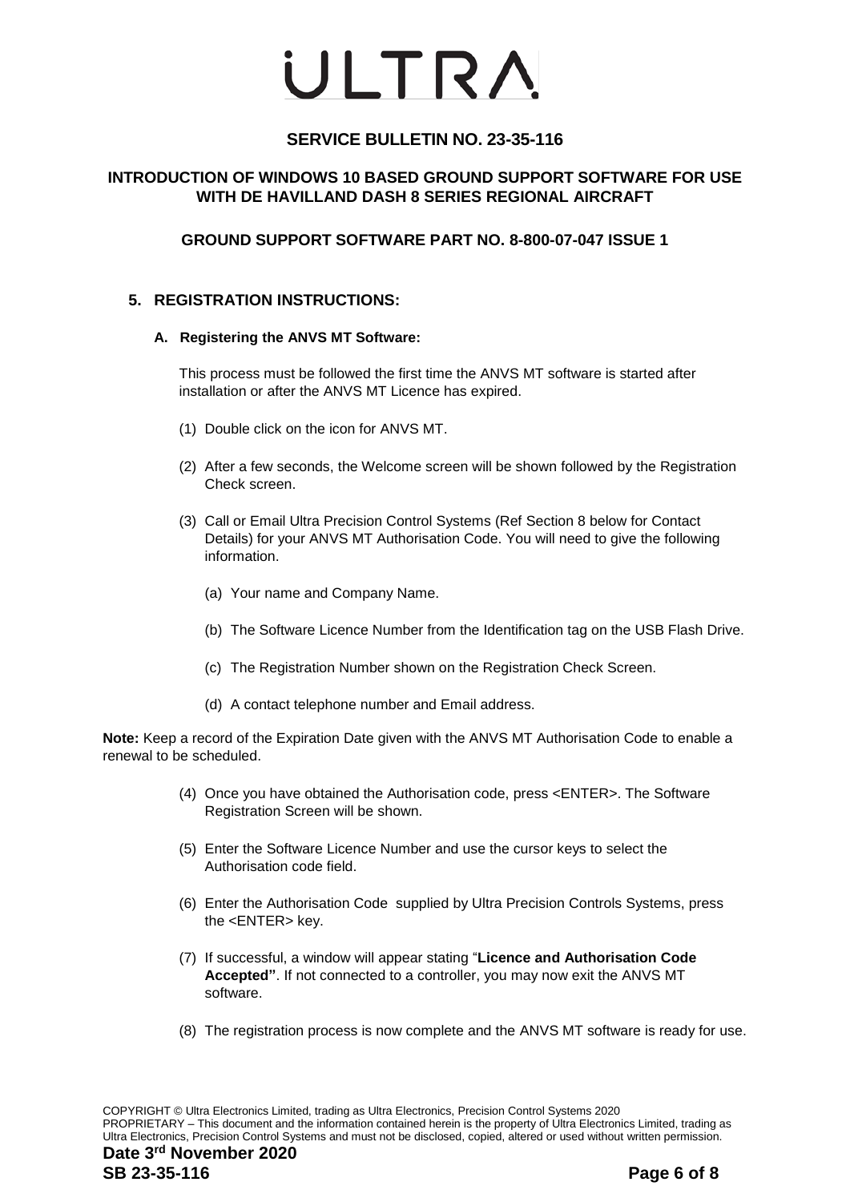# ULTRA

## SERVICE BULLETIN NO. 23-35-116

## INTRODUCTION OF WINDOWS 10 BASED GROUND SUPPORT SOFTWARE FOR USE WITH DE HAVILLAND DASH 8 SERIES REGIONAL AIRCRAFT

## GROUND SUPPORT SOFTWARE PART NO. 8-800-07-047 ISSUE 1

### 5. REGISTRATION INSTRUCTIONS:

#### A. Registering the ANVS MT Software:

This process must be followed the first time the ANVS MT software is started after installation or after the ANVS MT Licence has expired.

(1) Double click on the icon for ANVS MT.

(2) After a few seconds, the Welcome screen will be shown followed by the Registration Check screen.

(3) Call or Email Ultra Precision Control Systems (Ref Section 8 below for Contact Details) for your ANVS MT Authorisation Code. You will need to give the following information.

(a) Your name and Company Name.

(b) The Software Licence Number from the Identification tag on the USB Flash Drive.

(c) The Registration Number shown on the Registration Check Screen.

(d) A contact telephone number and Email address.

**Note:** Keep a record of the Expiration Date given with the ANVS MT Authorisation Code to enable a renewal to be scheduled.

(4) Once you have obtained the Authorisation code, press <ENTER>. The Software Registration Screen will be shown.

(5) Enter the Software Licence Number and use the cursor keys to select the Authorisation code field.

(6) Enter the Authorisation Code supplied by Ultra Precision Controls Systems, press the <ENTER> key.

(7) If successful, a window will appear stating "**Licence and Authorisation Code Accepted"**. If not connected to a controller, you may now exit the ANVS MT software.

(8) The registration process is now complete and the ANVS MT software is ready for use.

COPYRIGHT © Ultra Electronics Limited, trading as Ultra Electronics, Precision Control Systems 2020
PROPRIETARY – This document and the information contained herein is the property of Ultra Electronics Limited, trading as Ultra Electronics, Precision Control Systems and must not be disclosed, copied, altered or used without written permission.

**Date 3rd November 2020**
**SB 23-35-116**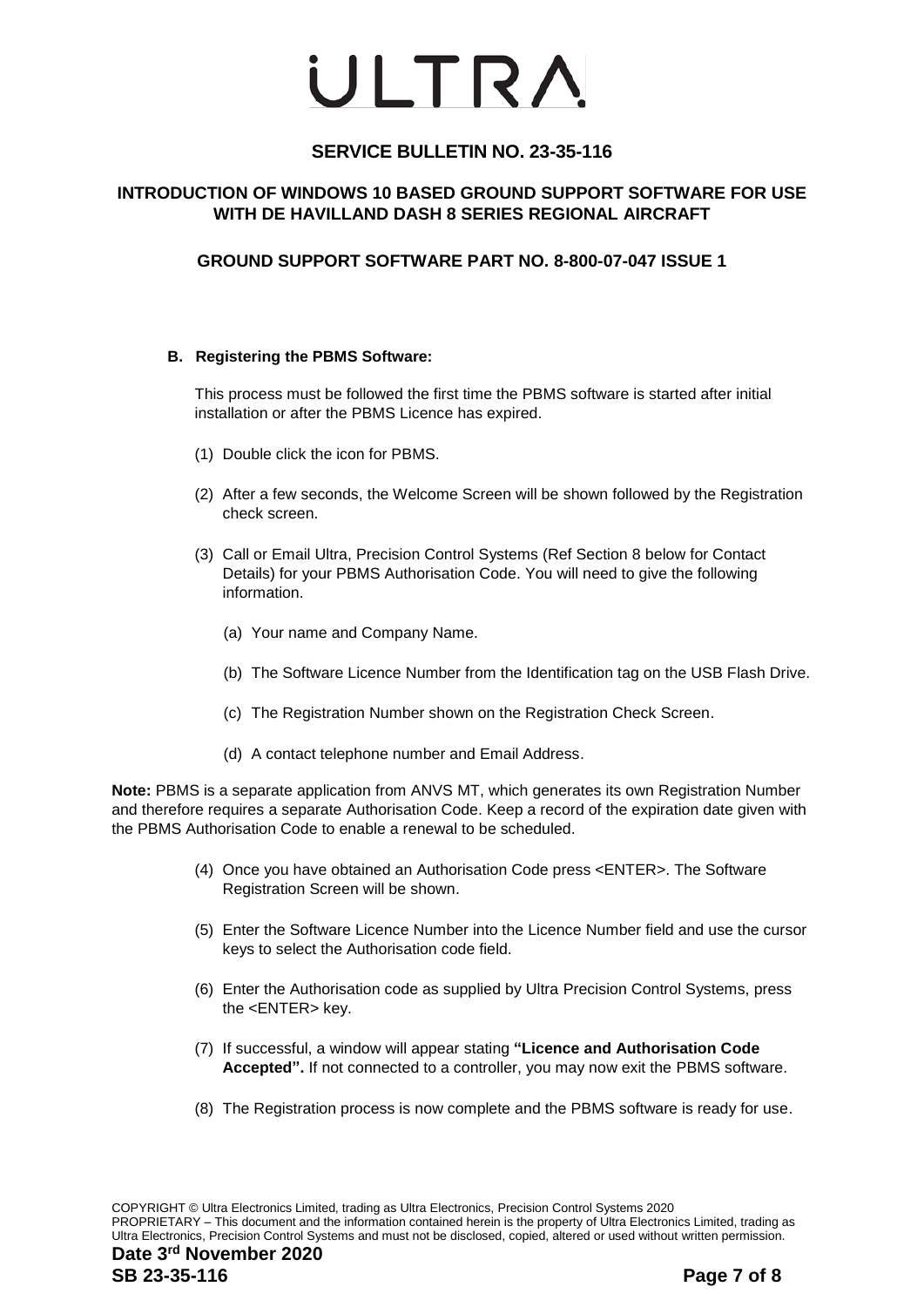#### B. Registering the PBMS Software:

This process must be followed the first time the PBMS software is started after initial installation or after the PBMS Licence has expired.

(1) Double click the icon for PBMS.

(2) After a few seconds, the Welcome Screen will be shown followed by the Registration check screen.

(3) Call or Email Ultra, Precision Control Systems (Ref Section 8 below for Contact Details) for your PBMS Authorisation Code. You will need to give the following information.

   (a) Your name and Company Name.

   (b) The Software Licence Number from the Identification tag on the USB Flash Drive.

   (c) The Registration Number shown on the Registration Check Screen.

   (d) A contact telephone number and Email Address.

**Note:** PBMS is a separate application from ANVS MT, which generates its own Registration Number and therefore requires a separate Authorisation Code. Keep a record of the expiration date given with the PBMS Authorisation Code to enable a renewal to be scheduled.

(4) Once you have obtained an Authorisation Code press <ENTER>. The Software Registration Screen will be shown.

(5) Enter the Software Licence Number into the Licence Number field and use the cursor keys to select the Authorisation code field.

(6) Enter the Authorisation code as supplied by Ultra Precision Control Systems, press the <ENTER> key.

(7) If successful, a window will appear stating **"Licence and Authorisation Code Accepted".** If not connected to a controller, you may now exit the PBMS software.

(8) The Registration process is now complete and the PBMS software is ready for use.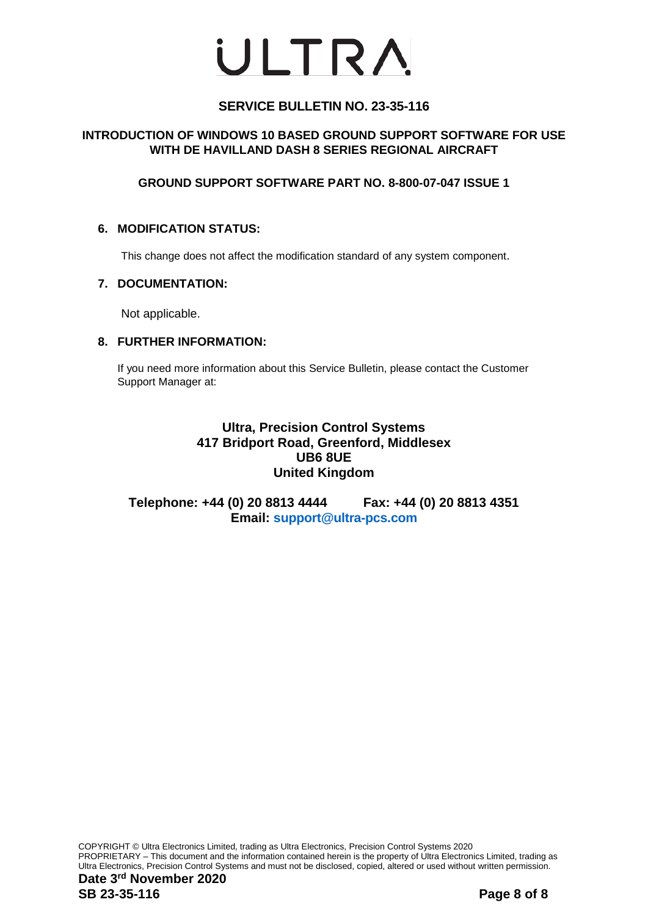# ULTRA

## SERVICE BULLETIN NO. 23-35-116

### INTRODUCTION OF WINDOWS 10 BASED GROUND SUPPORT SOFTWARE FOR USE WITH DE HAVILLAND DASH 8 SERIES REGIONAL AIRCRAFT

### GROUND SUPPORT SOFTWARE PART NO. 8-800-07-047 ISSUE 1

**6. MODIFICATION STATUS:**

This change does not affect the modification standard of any system component.

**7. DOCUMENTATION:**

Not applicable.

**8. FURTHER INFORMATION:**

If you need more information about this Service Bulletin, please contact the Customer Support Manager at:

**Ultra, Precision Control Systems**
**417 Bridport Road, Greenford, Middlesex**
**UB6 8UE**
**United Kingdom**

**Telephone: +44 (0) 20 8813 4444 Fax: +44 (0) 20 8813 4351**
**Email: support@ultra-pcs.com**

COPYRIGHT © Ultra Electronics Limited, trading as Ultra Electronics, Precision Control Systems 2020
PROPRIETARY – This document and the information contained herein is the property of Ultra Electronics Limited, trading as Ultra Electronics, Precision Control Systems and must not be disclosed, copied, altered or used without written permission.

**Date 3rd November 2020**
**SB 23-35-116**